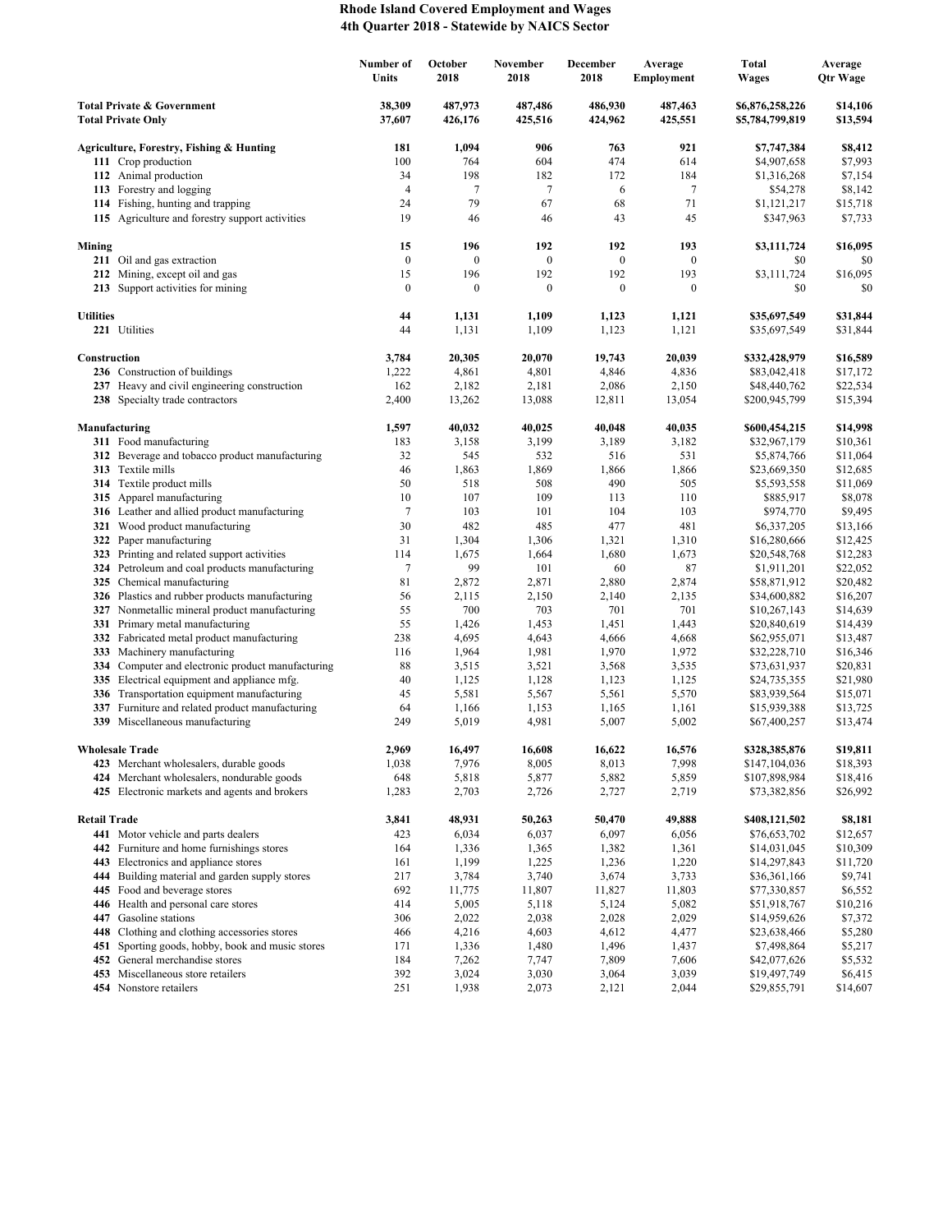# Rhode Island Covered Employment and Wages
## 4th Quarter 2018 - Statewide by NAICS Sector

| | Number of Units | October 2018 | November 2018 | December 2018 | Average Employment | Total Wages | Average Qtr Wage |
|---|---|---|---|---|---|---|---|
| **Total Private & Government** | **38,309** | **487,973** | **487,486** | **486,930** | **487,463** | **$6,876,258,226** | **$14,106** |
| **Total Private Only** | **37,607** | **426,176** | **425,516** | **424,962** | **425,551** | **$5,784,799,819** | **$13,594** |
| **Agriculture, Forestry, Fishing & Hunting** | **181** | **1,094** | **906** | **763** | **921** | **$7,747,384** | **$8,412** |
| **111** Crop production | 100 | 764 | 604 | 474 | 614 | $4,907,658 | $7,993 |
| **112** Animal production | 34 | 198 | 182 | 172 | 184 | $1,316,268 | $7,154 |
| **113** Forestry and logging | 4 | 7 | 7 | 6 | 7 | $54,278 | $8,142 |
| **114** Fishing, hunting and trapping | 24 | 79 | 67 | 68 | 71 | $1,121,217 | $15,718 |
| **115** Agriculture and forestry support activities | 19 | 46 | 46 | 43 | 45 | $347,963 | $7,733 |
| **Mining** | **15** | **196** | **192** | **192** | **193** | **$3,111,724** | **$16,095** |
| **211** Oil and gas extraction | 0 | 0 | 0 | 0 | 0 | $0 | $0 |
| **212** Mining, except oil and gas | 15 | 196 | 192 | 192 | 193 | $3,111,724 | $16,095 |
| **213** Support activities for mining | 0 | 0 | 0 | 0 | 0 | $0 | $0 |
| **Utilities** | **44** | **1,131** | **1,109** | **1,123** | **1,121** | **$35,697,549** | **$31,844** |
| **221** Utilities | 44 | 1,131 | 1,109 | 1,123 | 1,121 | $35,697,549 | $31,844 |
| **Construction** | **3,784** | **20,305** | **20,070** | **19,743** | **20,039** | **$332,428,979** | **$16,589** |
| **236** Construction of buildings | 1,222 | 4,861 | 4,801 | 4,846 | 4,836 | $83,042,418 | $17,172 |
| **237** Heavy and civil engineering construction | 162 | 2,182 | 2,181 | 2,086 | 2,150 | $48,440,762 | $22,534 |
| **238** Specialty trade contractors | 2,400 | 13,262 | 13,088 | 12,811 | 13,054 | $200,945,799 | $15,394 |
| **Manufacturing** | **1,597** | **40,032** | **40,025** | **40,048** | **40,035** | **$600,454,215** | **$14,998** |
| **311** Food manufacturing | 183 | 3,158 | 3,199 | 3,189 | 3,182 | $32,967,179 | $10,361 |
| **312** Beverage and tobacco product manufacturing | 32 | 545 | 532 | 516 | 531 | $5,874,766 | $11,064 |
| **313** Textile mills | 46 | 1,863 | 1,869 | 1,866 | 1,866 | $23,669,350 | $12,685 |
| **314** Textile product mills | 50 | 518 | 508 | 490 | 505 | $5,593,558 | $11,069 |
| **315** Apparel manufacturing | 10 | 107 | 109 | 113 | 110 | $885,917 | $8,078 |
| **316** Leather and allied product manufacturing | 7 | 103 | 101 | 104 | 103 | $974,770 | $9,495 |
| **321** Wood product manufacturing | 30 | 482 | 485 | 477 | 481 | $6,337,205 | $13,166 |
| **322** Paper manufacturing | 31 | 1,304 | 1,306 | 1,321 | 1,310 | $16,280,666 | $12,425 |
| **323** Printing and related support activities | 114 | 1,675 | 1,664 | 1,680 | 1,673 | $20,548,768 | $12,283 |
| **324** Petroleum and coal products manufacturing | 7 | 99 | 101 | 60 | 87 | $1,911,201 | $22,052 |
| **325** Chemical manufacturing | 81 | 2,872 | 2,871 | 2,880 | 2,874 | $58,871,912 | $20,482 |
| **326** Plastics and rubber products manufacturing | 56 | 2,115 | 2,150 | 2,140 | 2,135 | $34,600,882 | $16,207 |
| **327** Nonmetallic mineral product manufacturing | 55 | 700 | 703 | 701 | 701 | $10,267,143 | $14,639 |
| **331** Primary metal manufacturing | 55 | 1,426 | 1,453 | 1,451 | 1,443 | $20,840,619 | $14,439 |
| **332** Fabricated metal product manufacturing | 238 | 4,695 | 4,643 | 4,666 | 4,668 | $62,955,071 | $13,487 |
| **333** Machinery manufacturing | 116 | 1,964 | 1,981 | 1,970 | 1,972 | $32,228,710 | $16,346 |
| **334** Computer and electronic product manufacturing | 88 | 3,515 | 3,521 | 3,568 | 3,535 | $73,631,937 | $20,831 |
| **335** Electrical equipment and appliance mfg. | 40 | 1,125 | 1,128 | 1,123 | 1,125 | $24,735,355 | $21,980 |
| **336** Transportation equipment manufacturing | 45 | 5,581 | 5,567 | 5,561 | 5,570 | $83,939,564 | $15,071 |
| **337** Furniture and related product manufacturing | 64 | 1,166 | 1,153 | 1,165 | 1,161 | $15,939,388 | $13,725 |
| **339** Miscellaneous manufacturing | 249 | 5,019 | 4,981 | 5,007 | 5,002 | $67,400,257 | $13,474 |
| **Wholesale Trade** | **2,969** | **16,497** | **16,608** | **16,622** | **16,576** | **$328,385,876** | **$19,811** |
| **423** Merchant wholesalers, durable goods | 1,038 | 7,976 | 8,005 | 8,013 | 7,998 | $147,104,036 | $18,393 |
| **424** Merchant wholesalers, nondurable goods | 648 | 5,818 | 5,877 | 5,882 | 5,859 | $107,898,984 | $18,416 |
| **425** Electronic markets and agents and brokers | 1,283 | 2,703 | 2,726 | 2,727 | 2,719 | $73,382,856 | $26,992 |
| **Retail Trade** | **3,841** | **48,931** | **50,263** | **50,470** | **49,888** | **$408,121,502** | **$8,181** |
| **441** Motor vehicle and parts dealers | 423 | 6,034 | 6,037 | 6,097 | 6,056 | $76,653,702 | $12,657 |
| **442** Furniture and home furnishings stores | 164 | 1,336 | 1,365 | 1,382 | 1,361 | $14,031,045 | $10,309 |
| **443** Electronics and appliance stores | 161 | 1,199 | 1,225 | 1,236 | 1,220 | $14,297,843 | $11,720 |
| **444** Building material and garden supply stores | 217 | 3,784 | 3,740 | 3,674 | 3,733 | $36,361,166 | $9,741 |
| **445** Food and beverage stores | 692 | 11,775 | 11,807 | 11,827 | 11,803 | $77,330,857 | $6,552 |
| **446** Health and personal care stores | 414 | 5,005 | 5,118 | 5,124 | 5,082 | $51,918,767 | $10,216 |
| **447** Gasoline stations | 306 | 2,022 | 2,038 | 2,028 | 2,029 | $14,959,626 | $7,372 |
| **448** Clothing and clothing accessories stores | 466 | 4,216 | 4,603 | 4,612 | 4,477 | $23,638,466 | $5,280 |
| **451** Sporting goods, hobby, book and music stores | 171 | 1,336 | 1,480 | 1,496 | 1,437 | $7,498,864 | $5,217 |
| **452** General merchandise stores | 184 | 7,262 | 7,747 | 7,809 | 7,606 | $42,077,626 | $5,532 |
| **453** Miscellaneous store retailers | 392 | 3,024 | 3,030 | 3,064 | 3,039 | $19,497,749 | $6,415 |
| **454** Nonstore retailers | 251 | 1,938 | 2,073 | 2,121 | 2,044 | $29,855,791 | $14,607 |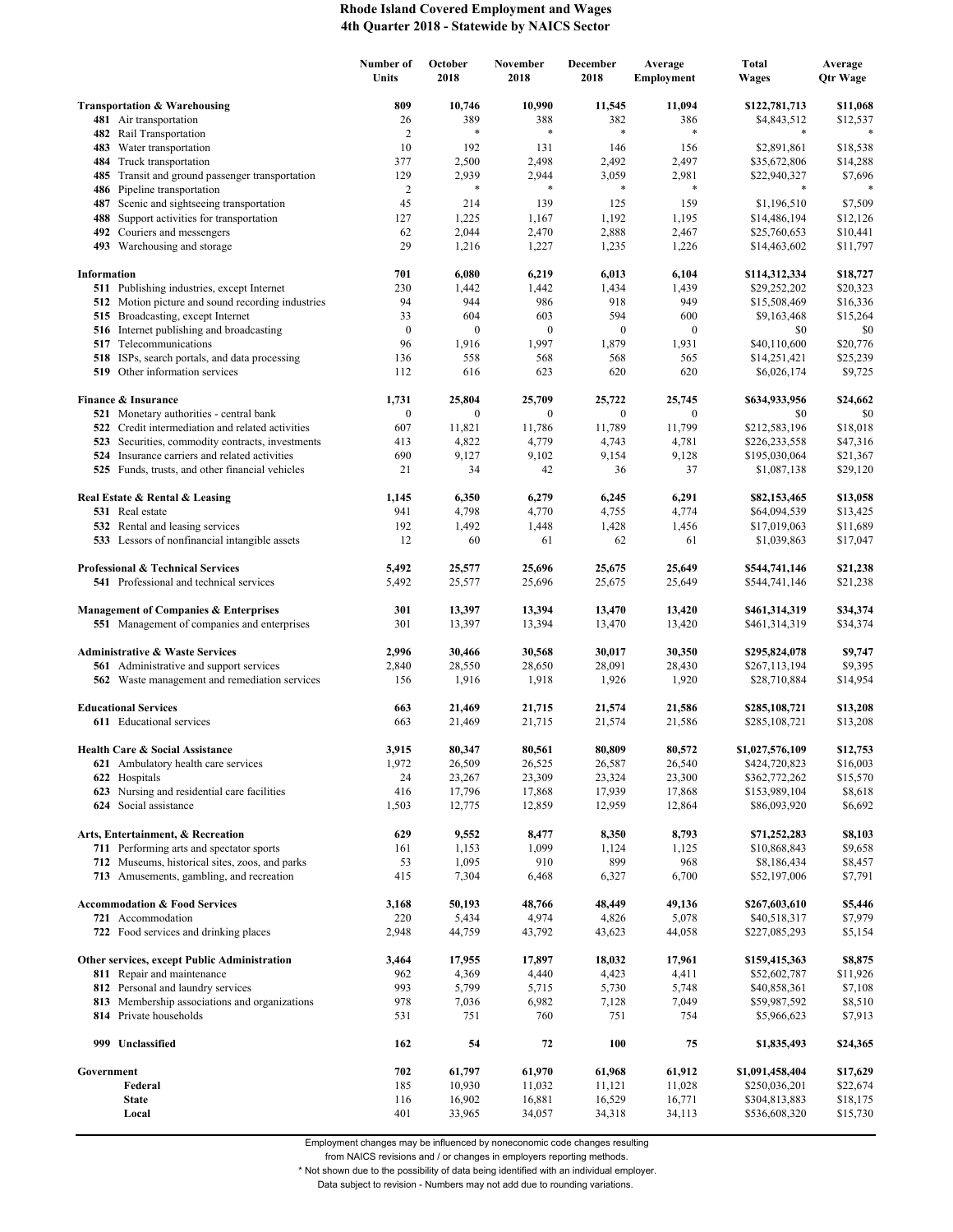# Rhode Island Covered Employment and Wages
## 4th Quarter 2018 - Statewide by NAICS Sector

| | Number of Units | October 2018 | November 2018 | December 2018 | Average Employment | Total Wages | Average Qtr Wage |
|---|---|---|---|---|---|---|---|
| **Transportation & Warehousing** | **809** | **10,746** | **10,990** | **11,545** | **11,094** | **$122,781,713** | **$11,068** |
| **481** Air transportation | 26 | 389 | 388 | 382 | 386 | $4,843,512 | $12,537 |
| **482** Rail Transportation | 2 | * | * | * | * | * | * |
| **483** Water transportation | 10 | 192 | 131 | 146 | 156 | $2,891,861 | $18,538 |
| **484** Truck transportation | 377 | 2,500 | 2,498 | 2,492 | 2,497 | $35,672,806 | $14,288 |
| **485** Transit and ground passenger transportation | 129 | 2,939 | 2,944 | 3,059 | 2,981 | $22,940,327 | $7,696 |
| **486** Pipeline transportation | 2 | * | * | * | * | * | * |
| **487** Scenic and sightseeing transportation | 45 | 214 | 139 | 125 | 159 | $1,196,510 | $7,509 |
| **488** Support activities for transportation | 127 | 1,225 | 1,167 | 1,192 | 1,195 | $14,486,194 | $12,126 |
| **492** Couriers and messengers | 62 | 2,044 | 2,470 | 2,888 | 2,467 | $25,760,653 | $10,441 |
| **493** Warehousing and storage | 29 | 1,216 | 1,227 | 1,235 | 1,226 | $14,463,602 | $11,797 |
| **Information** | **701** | **6,080** | **6,219** | **6,013** | **6,104** | **$114,312,334** | **$18,727** |
| **511** Publishing industries, except Internet | 230 | 1,442 | 1,442 | 1,434 | 1,439 | $29,252,202 | $20,323 |
| **512** Motion picture and sound recording industries | 94 | 944 | 986 | 918 | 949 | $15,508,469 | $16,336 |
| **515** Broadcasting, except Internet | 33 | 604 | 603 | 594 | 600 | $9,163,468 | $15,264 |
| **516** Internet publishing and broadcasting | 0 | 0 | 0 | 0 | 0 | $0 | $0 |
| **517** Telecommunications | 96 | 1,916 | 1,997 | 1,879 | 1,931 | $40,110,600 | $20,776 |
| **518** ISPs, search portals, and data processing | 136 | 558 | 568 | 568 | 565 | $14,251,421 | $25,239 |
| **519** Other information services | 112 | 616 | 623 | 620 | 620 | $6,026,174 | $9,725 |
| **Finance & Insurance** | **1,731** | **25,804** | **25,709** | **25,722** | **25,745** | **$634,933,956** | **$24,662** |
| **521** Monetary authorities - central bank | 0 | 0 | 0 | 0 | 0 | $0 | $0 |
| **522** Credit intermediation and related activities | 607 | 11,821 | 11,786 | 11,789 | 11,799 | $212,583,196 | $18,018 |
| **523** Securities, commodity contracts, investments | 413 | 4,822 | 4,779 | 4,743 | 4,781 | $226,233,558 | $47,316 |
| **524** Insurance carriers and related activities | 690 | 9,127 | 9,102 | 9,154 | 9,128 | $195,030,064 | $21,367 |
| **525** Funds, trusts, and other financial vehicles | 21 | 34 | 42 | 36 | 37 | $1,087,138 | $29,120 |
| **Real Estate & Rental & Leasing** | **1,145** | **6,350** | **6,279** | **6,245** | **6,291** | **$82,153,465** | **$13,058** |
| **531** Real estate | 941 | 4,798 | 4,770 | 4,755 | 4,774 | $64,094,539 | $13,425 |
| **532** Rental and leasing services | 192 | 1,492 | 1,448 | 1,428 | 1,456 | $17,019,063 | $11,689 |
| **533** Lessors of nonfinancial intangible assets | 12 | 60 | 61 | 62 | 61 | $1,039,863 | $17,047 |
| **Professional & Technical Services** | **5,492** | **25,577** | **25,696** | **25,675** | **25,649** | **$544,741,146** | **$21,238** |
| **541** Professional and technical services | 5,492 | 25,577 | 25,696 | 25,675 | 25,649 | $544,741,146 | $21,238 |
| **Management of Companies & Enterprises** | **301** | **13,397** | **13,394** | **13,470** | **13,420** | **$461,314,319** | **$34,374** |
| **551** Management of companies and enterprises | 301 | 13,397 | 13,394 | 13,470 | 13,420 | $461,314,319 | $34,374 |
| **Administrative & Waste Services** | **2,996** | **30,466** | **30,568** | **30,017** | **30,350** | **$295,824,078** | **$9,747** |
| **561** Administrative and support services | 2,840 | 28,550 | 28,650 | 28,091 | 28,430 | $267,113,194 | $9,395 |
| **562** Waste management and remediation services | 156 | 1,916 | 1,918 | 1,926 | 1,920 | $28,710,884 | $14,954 |
| **Educational Services** | **663** | **21,469** | **21,715** | **21,574** | **21,586** | **$285,108,721** | **$13,208** |
| **611** Educational services | 663 | 21,469 | 21,715 | 21,574 | 21,586 | $285,108,721 | $13,208 |
| **Health Care & Social Assistance** | **3,915** | **80,347** | **80,561** | **80,809** | **80,572** | **$1,027,576,109** | **$12,753** |
| **621** Ambulatory health care services | 1,972 | 26,509 | 26,525 | 26,587 | 26,540 | $424,720,823 | $16,003 |
| **622** Hospitals | 24 | 23,267 | 23,309 | 23,324 | 23,300 | $362,772,262 | $15,570 |
| **623** Nursing and residential care facilities | 416 | 17,796 | 17,868 | 17,939 | 17,868 | $153,989,104 | $8,618 |
| **624** Social assistance | 1,503 | 12,775 | 12,859 | 12,959 | 12,864 | $86,093,920 | $6,692 |
| **Arts, Entertainment, & Recreation** | **629** | **9,552** | **8,477** | **8,350** | **8,793** | **$71,252,283** | **$8,103** |
| **711** Performing arts and spectator sports | 161 | 1,153 | 1,099 | 1,124 | 1,125 | $10,868,843 | $9,658 |
| **712** Museums, historical sites, zoos, and parks | 53 | 1,095 | 910 | 899 | 968 | $8,186,434 | $8,457 |
| **713** Amusements, gambling, and recreation | 415 | 7,304 | 6,468 | 6,327 | 6,700 | $52,197,006 | $7,791 |
| **Accommodation & Food Services** | **3,168** | **50,193** | **48,766** | **48,449** | **49,136** | **$267,603,610** | **$5,446** |
| **721** Accommodation | 220 | 5,434 | 4,974 | 4,826 | 5,078 | $40,518,317 | $7,979 |
| **722** Food services and drinking places | 2,948 | 44,759 | 43,792 | 43,623 | 44,058 | $227,085,293 | $5,154 |
| **Other services, except Public Administration** | **3,464** | **17,955** | **17,897** | **18,032** | **17,961** | **$159,415,363** | **$8,875** |
| **811** Repair and maintenance | 962 | 4,369 | 4,440 | 4,423 | 4,411 | $52,602,787 | $11,926 |
| **812** Personal and laundry services | 993 | 5,799 | 5,715 | 5,730 | 5,748 | $40,858,361 | $7,108 |
| **813** Membership associations and organizations | 978 | 7,036 | 6,982 | 7,128 | 7,049 | $59,987,592 | $8,510 |
| **814** Private households | 531 | 751 | 760 | 751 | 754 | $5,966,623 | $7,913 |
| **999 Unclassified** | **162** | **54** | **72** | **100** | **75** | **$1,835,493** | **$24,365** |
| **Government** | **702** | **61,797** | **61,970** | **61,968** | **61,912** | **$1,091,458,404** | **$17,629** |
| **Federal** | 185 | 10,930 | 11,032 | 11,121 | 11,028 | $250,036,201 | $22,674 |
| **State** | 116 | 16,902 | 16,881 | 16,529 | 16,771 | $304,813,883 | $18,175 |
| **Local** | 401 | 33,965 | 34,057 | 34,318 | 34,113 | $536,608,320 | $15,730 |

Employment changes may be influenced by noneconomic code changes resulting from NAICS revisions and / or changes in employers reporting methods.

* Not shown due to the possibility of data being identified with an individual employer.

Data subject to revision - Numbers may not add due to rounding variations.